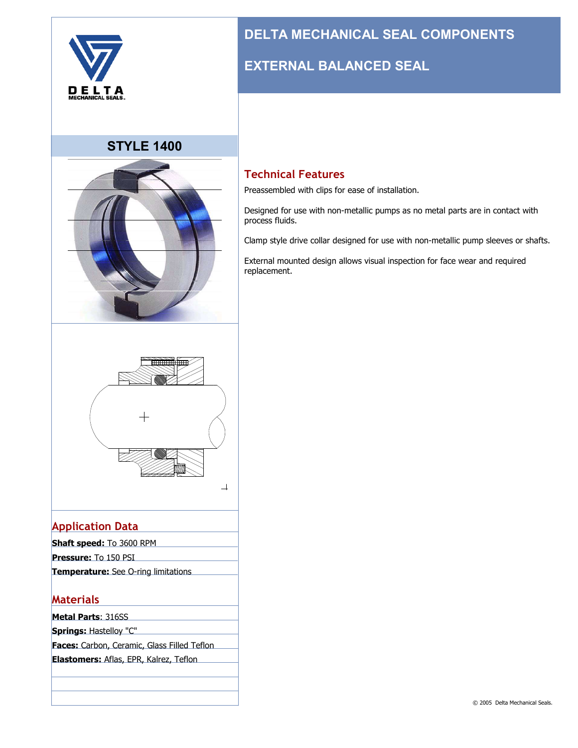# DELTA MECHANICAL SEAL COMPONENTS

# EXTERNAL BALANCED SEAL

## STYLE 1400

## Technical Features

Preassembled with clips for ease of installation.

Designed for use with non-metallic pumps as no metal parts are in contact with process fluids.

Clamp style drive collar designed for use with non-metallic pump sleeves or shafts.

External mounted design allows visual inspection for face wear and required replacement.

## Application Data

**Shaft speed:** To 3600 RPM

**Pressure:** To 150 PSI

**Temperature:** See O-ring limitations

## Materials

**Metal Parts**: 316SS

**Springs:** Hastelloy "C"

**Faces:** Carbon, Ceramic, Glass Filled Teflon

**Elastomers:** Aflas, EPR, Kalrez, Teflon

© 2005 Delta Mechanical Seals.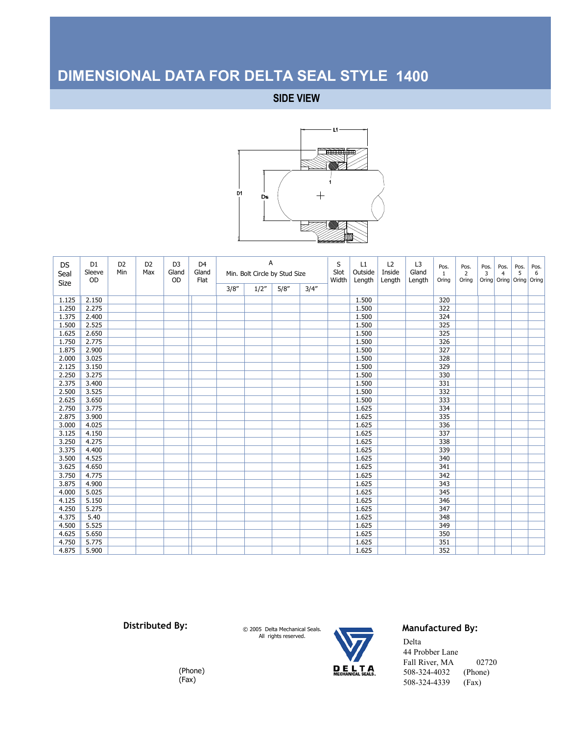# DIMENSIONAL DATA FOR DELTA SEAL STYLE 1400

## SIDE VIEW

L1

D1

Ds

1

| DS Seal Size | D1 Sleeve OD | D2 Min | D2 Max | D3 Gland OD | D4 Gland Flat | A Min. Bolt Circle by Stud Size | | | | S Slot Width | L1 Outside Length | L2 Inside Length | L3 Gland Length | Pos. 1 Oring | Pos. 2 Oring | Pos. 3 Oring | Pos. 4 Oring | Pos. 5 Oring | Pos. 6 Oring |
|---|---|---|---|---|---|---|---|---|---|---|---|---|---|---|---|---|---|---|---|
| | | | | | | 3/8" | 1/2" | 5/8" | 3/4" | | | | | | | | | | |
| 1.125 | 2.150 | | | | | | | | | | 1.500 | | | 320 | | | | | |
| 1.250 | 2.275 | | | | | | | | | | 1.500 | | | 322 | | | | | |
| 1.375 | 2.400 | | | | | | | | | | 1.500 | | | 324 | | | | | |
| 1.500 | 2.525 | | | | | | | | | | 1.500 | | | 325 | | | | | |
| 1.625 | 2.650 | | | | | | | | | | 1.500 | | | 325 | | | | | |
| 1.750 | 2.775 | | | | | | | | | | 1.500 | | | 326 | | | | | |
| 1.875 | 2.900 | | | | | | | | | | 1.500 | | | 327 | | | | | |
| 2.000 | 3.025 | | | | | | | | | | 1.500 | | | 328 | | | | | |
| 2.125 | 3.150 | | | | | | | | | | 1.500 | | | 329 | | | | | |
| 2.250 | 3.275 | | | | | | | | | | 1.500 | | | 330 | | | | | |
| 2.375 | 3.400 | | | | | | | | | | 1.500 | | | 331 | | | | | |
| 2.500 | 3.525 | | | | | | | | | | 1.500 | | | 332 | | | | | |
| 2.625 | 3.650 | | | | | | | | | | 1.500 | | | 333 | | | | | |
| 2.750 | 3.775 | | | | | | | | | | 1.625 | | | 334 | | | | | |
| 2.875 | 3.900 | | | | | | | | | | 1.625 | | | 335 | | | | | |
| 3.000 | 4.025 | | | | | | | | | | 1.625 | | | 336 | | | | | |
| 3.125 | 4.150 | | | | | | | | | | 1.625 | | | 337 | | | | | |
| 3.250 | 4.275 | | | | | | | | | | 1.625 | | | 338 | | | | | |
| 3.375 | 4.400 | | | | | | | | | | 1.625 | | | 339 | | | | | |
| 3.500 | 4.525 | | | | | | | | | | 1.625 | | | 340 | | | | | |
| 3.625 | 4.650 | | | | | | | | | | 1.625 | | | 341 | | | | | |
| 3.750 | 4.775 | | | | | | | | | | 1.625 | | | 342 | | | | | |
| 3.875 | 4.900 | | | | | | | | | | 1.625 | | | 343 | | | | | |
| 4.000 | 5.025 | | | | | | | | | | 1.625 | | | 345 | | | | | |
| 4.125 | 5.150 | | | | | | | | | | 1.625 | | | 346 | | | | | |
| 4.250 | 5.275 | | | | | | | | | | 1.625 | | | 347 | | | | | |
| 4.375 | 5.40 | | | | | | | | | | 1.625 | | | 348 | | | | | |
| 4.500 | 5.525 | | | | | | | | | | 1.625 | | | 349 | | | | | |
| 4.625 | 5.650 | | | | | | | | | | 1.625 | | | 350 | | | | | |
| 4.750 | 5.775 | | | | | | | | | | 1.625 | | | 351 | | | | | |
| 4.875 | 5.900 | | | | | | | | | | 1.625 | | | 352 | | | | | |

**Distributed By:**

(Phone)
(Fax)

© 2005 Delta Mechanical Seals.
All rights reserved.

DELTA MECHANICAL SEALS.

**Manufactured By:**

Delta
44 Probber Lane
Fall River, MA 02720
508-324-4032 (Phone)
508-324-4339 (Fax)